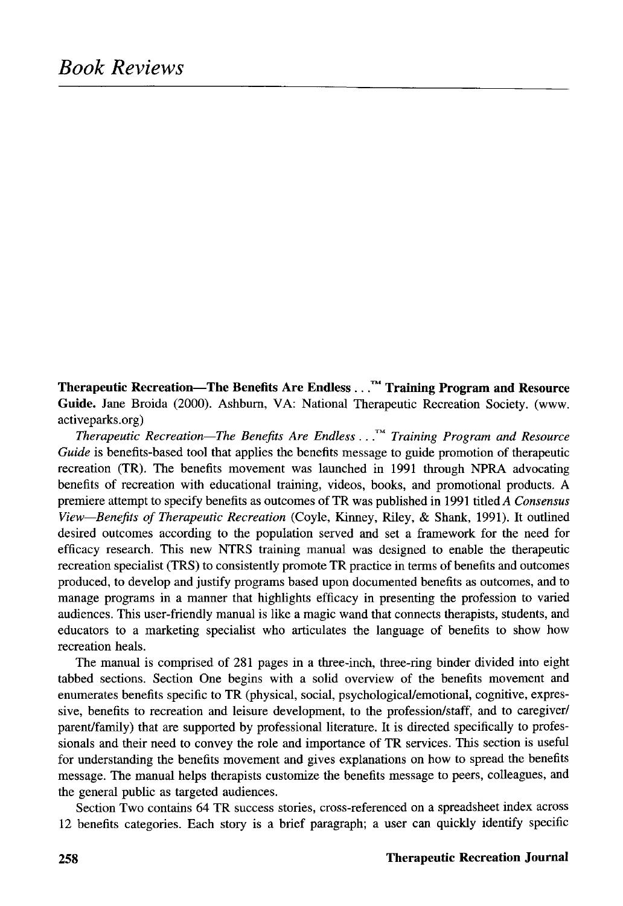# Book Reviews

**Therapeutic Recreation—The Benefits Are Endless . . .™ Training Program and Resource Guide.** Jane Broida (2000). Ashburn, VA: National Therapeutic Recreation Society. (www.activeparks.org)

*Therapeutic Recreation—The Benefits Are Endless . . .™ Training Program and Resource Guide* is benefits-based tool that applies the benefits message to guide promotion of therapeutic recreation (TR). The benefits movement was launched in 1991 through NPRA advocating benefits of recreation with educational training, videos, books, and promotional products. A premiere attempt to specify benefits as outcomes of TR was published in 1991 titled *A Consensus View—Benefits of Therapeutic Recreation* (Coyle, Kinney, Riley, & Shank, 1991). It outlined desired outcomes according to the population served and set a framework for the need for efficacy research. This new NTRS training manual was designed to enable the therapeutic recreation specialist (TRS) to consistently promote TR practice in terms of benefits and outcomes produced, to develop and justify programs based upon documented benefits as outcomes, and to manage programs in a manner that highlights efficacy in presenting the profession to varied audiences. This user-friendly manual is like a magic wand that connects therapists, students, and educators to a marketing specialist who articulates the language of benefits to show how recreation heals.

The manual is comprised of 281 pages in a three-inch, three-ring binder divided into eight tabbed sections. Section One begins with a solid overview of the benefits movement and enumerates benefits specific to TR (physical, social, psychological/emotional, cognitive, expressive, benefits to recreation and leisure development, to the profession/staff, and to caregiver/parent/family) that are supported by professional literature. It is directed specifically to professionals and their need to convey the role and importance of TR services. This section is useful for understanding the benefits movement and gives explanations on how to spread the benefits message. The manual helps therapists customize the benefits message to peers, colleagues, and the general public as targeted audiences.

Section Two contains 64 TR success stories, cross-referenced on a spreadsheet index across 12 benefits categories. Each story is a brief paragraph; a user can quickly identify specific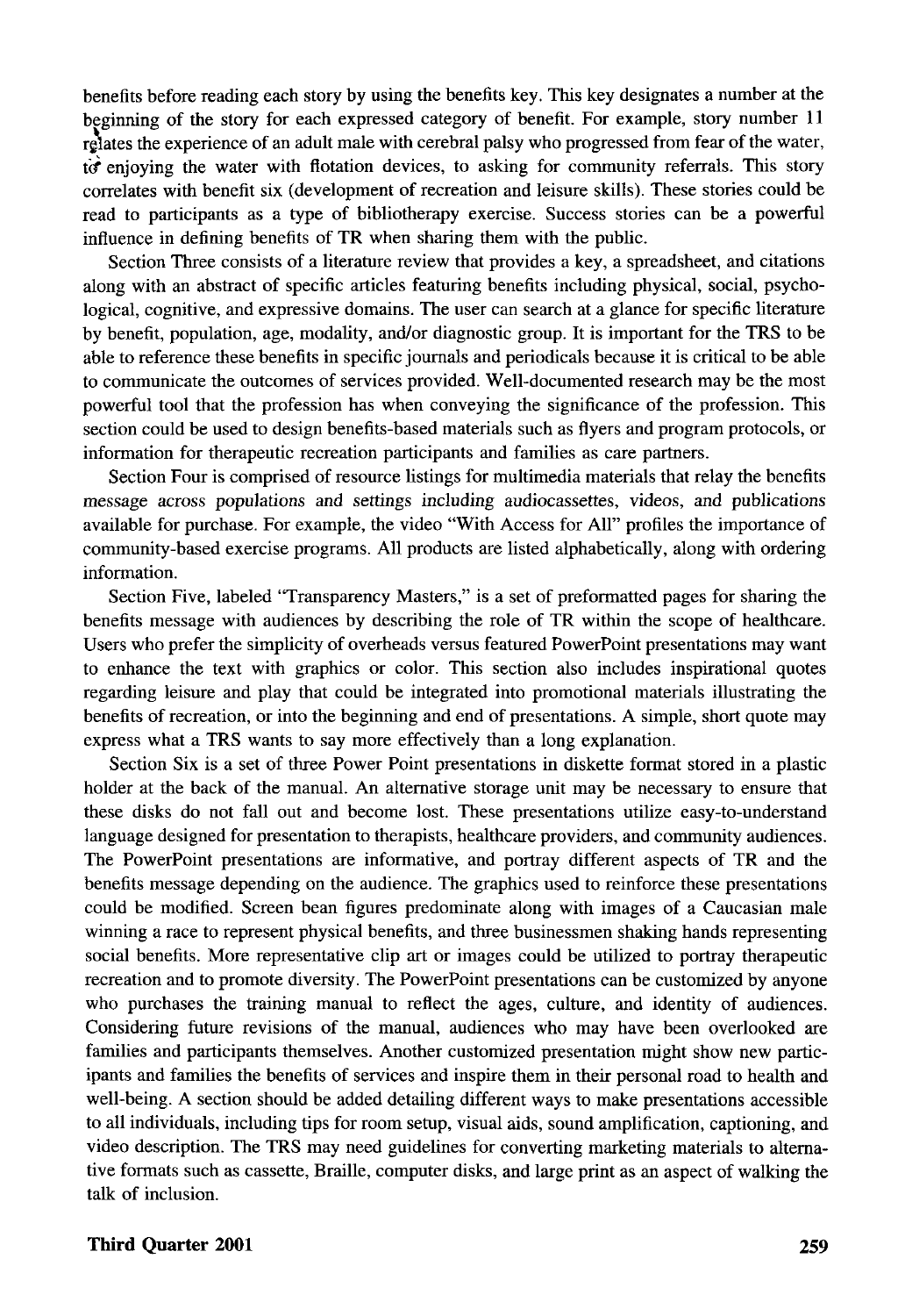benefits before reading each story by using the benefits key. This key designates a number at the beginning of the story for each expressed category of benefit. For example, story number 11 relates the experience of an adult male with cerebral palsy who progressed from fear of the water, to enjoying the water with flotation devices, to asking for community referrals. This story correlates with benefit six (development of recreation and leisure skills). These stories could be read to participants as a type of bibliotherapy exercise. Success stories can be a powerful influence in defining benefits of TR when sharing them with the public.

Section Three consists of a literature review that provides a key, a spreadsheet, and citations along with an abstract of specific articles featuring benefits including physical, social, psychological, cognitive, and expressive domains. The user can search at a glance for specific literature by benefit, population, age, modality, and/or diagnostic group. It is important for the TRS to be able to reference these benefits in specific journals and periodicals because it is critical to be able to communicate the outcomes of services provided. Well-documented research may be the most powerful tool that the profession has when conveying the significance of the profession. This section could be used to design benefits-based materials such as flyers and program protocols, or information for therapeutic recreation participants and families as care partners.

Section Four is comprised of resource listings for multimedia materials that relay the benefits message across populations and settings including audiocassettes, videos, and publications available for purchase. For example, the video "With Access for All" profiles the importance of community-based exercise programs. All products are listed alphabetically, along with ordering information.

Section Five, labeled "Transparency Masters," is a set of preformatted pages for sharing the benefits message with audiences by describing the role of TR within the scope of healthcare. Users who prefer the simplicity of overheads versus featured PowerPoint presentations may want to enhance the text with graphics or color. This section also includes inspirational quotes regarding leisure and play that could be integrated into promotional materials illustrating the benefits of recreation, or into the beginning and end of presentations. A simple, short quote may express what a TRS wants to say more effectively than a long explanation.

Section Six is a set of three Power Point presentations in diskette format stored in a plastic holder at the back of the manual. An alternative storage unit may be necessary to ensure that these disks do not fall out and become lost. These presentations utilize easy-to-understand language designed for presentation to therapists, healthcare providers, and community audiences. The PowerPoint presentations are informative, and portray different aspects of TR and the benefits message depending on the audience. The graphics used to reinforce these presentations could be modified. Screen bean figures predominate along with images of a Caucasian male winning a race to represent physical benefits, and three businessmen shaking hands representing social benefits. More representative clip art or images could be utilized to portray therapeutic recreation and to promote diversity. The PowerPoint presentations can be customized by anyone who purchases the training manual to reflect the ages, culture, and identity of audiences. Considering future revisions of the manual, audiences who may have been overlooked are families and participants themselves. Another customized presentation might show new participants and families the benefits of services and inspire them in their personal road to health and well-being. A section should be added detailing different ways to make presentations accessible to all individuals, including tips for room setup, visual aids, sound amplification, captioning, and video description. The TRS may need guidelines for converting marketing materials to alternative formats such as cassette, Braille, computer disks, and large print as an aspect of walking the talk of inclusion.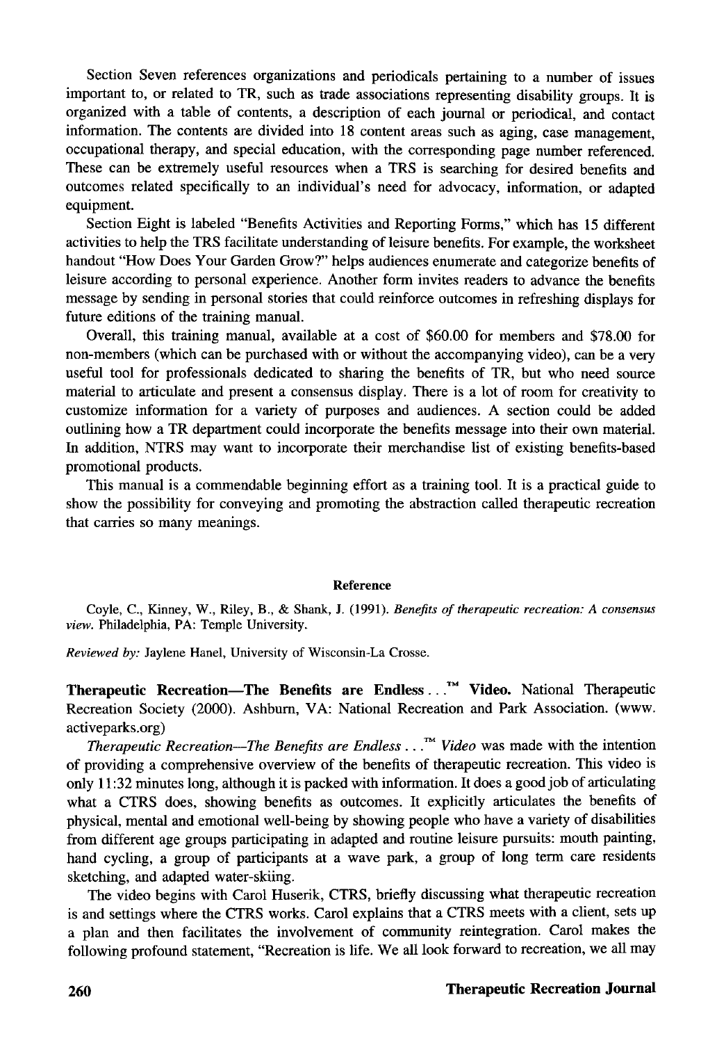Section Seven references organizations and periodicals pertaining to a number of issues important to, or related to TR, such as trade associations representing disability groups. It is organized with a table of contents, a description of each journal or periodical, and contact information. The contents are divided into 18 content areas such as aging, case management, occupational therapy, and special education, with the corresponding page number referenced. These can be extremely useful resources when a TRS is searching for desired benefits and outcomes related specifically to an individual's need for advocacy, information, or adapted equipment.

Section Eight is labeled "Benefits Activities and Reporting Forms," which has 15 different activities to help the TRS facilitate understanding of leisure benefits. For example, the worksheet handout "How Does Your Garden Grow?" helps audiences enumerate and categorize benefits of leisure according to personal experience. Another form invites readers to advance the benefits message by sending in personal stories that could reinforce outcomes in refreshing displays for future editions of the training manual.

Overall, this training manual, available at a cost of $60.00 for members and $78.00 for non-members (which can be purchased with or without the accompanying video), can be a very useful tool for professionals dedicated to sharing the benefits of TR, but who need source material to articulate and present a consensus display. There is a lot of room for creativity to customize information for a variety of purposes and audiences. A section could be added outlining how a TR department could incorporate the benefits message into their own material. In addition, NTRS may want to incorporate their merchandise list of existing benefits-based promotional products.

This manual is a commendable beginning effort as a training tool. It is a practical guide to show the possibility for conveying and promoting the abstraction called therapeutic recreation that carries so many meanings.

#### Reference

Coyle, C., Kinney, W., Riley, B., & Shank, J. (1991). *Benefits of therapeutic recreation: A consensus view.* Philadelphia, PA: Temple University.

*Reviewed by:* Jaylene Hanel, University of Wisconsin-La Crosse.

**Therapeutic Recreation—The Benefits are Endless . . .™ Video.** National Therapeutic Recreation Society (2000). Ashburn, VA: National Recreation and Park Association. (www.activeparks.org)

*Therapeutic Recreation—The Benefits are Endless . . .™ Video* was made with the intention of providing a comprehensive overview of the benefits of therapeutic recreation. This video is only 11:32 minutes long, although it is packed with information. It does a good job of articulating what a CTRS does, showing benefits as outcomes. It explicitly articulates the benefits of physical, mental and emotional well-being by showing people who have a variety of disabilities from different age groups participating in adapted and routine leisure pursuits: mouth painting, hand cycling, a group of participants at a wave park, a group of long term care residents sketching, and adapted water-skiing.

The video begins with Carol Huserik, CTRS, briefly discussing what therapeutic recreation is and settings where the CTRS works. Carol explains that a CTRS meets with a client, sets up a plan and then facilitates the involvement of community reintegration. Carol makes the following profound statement, "Recreation is life. We all look forward to recreation, we all may